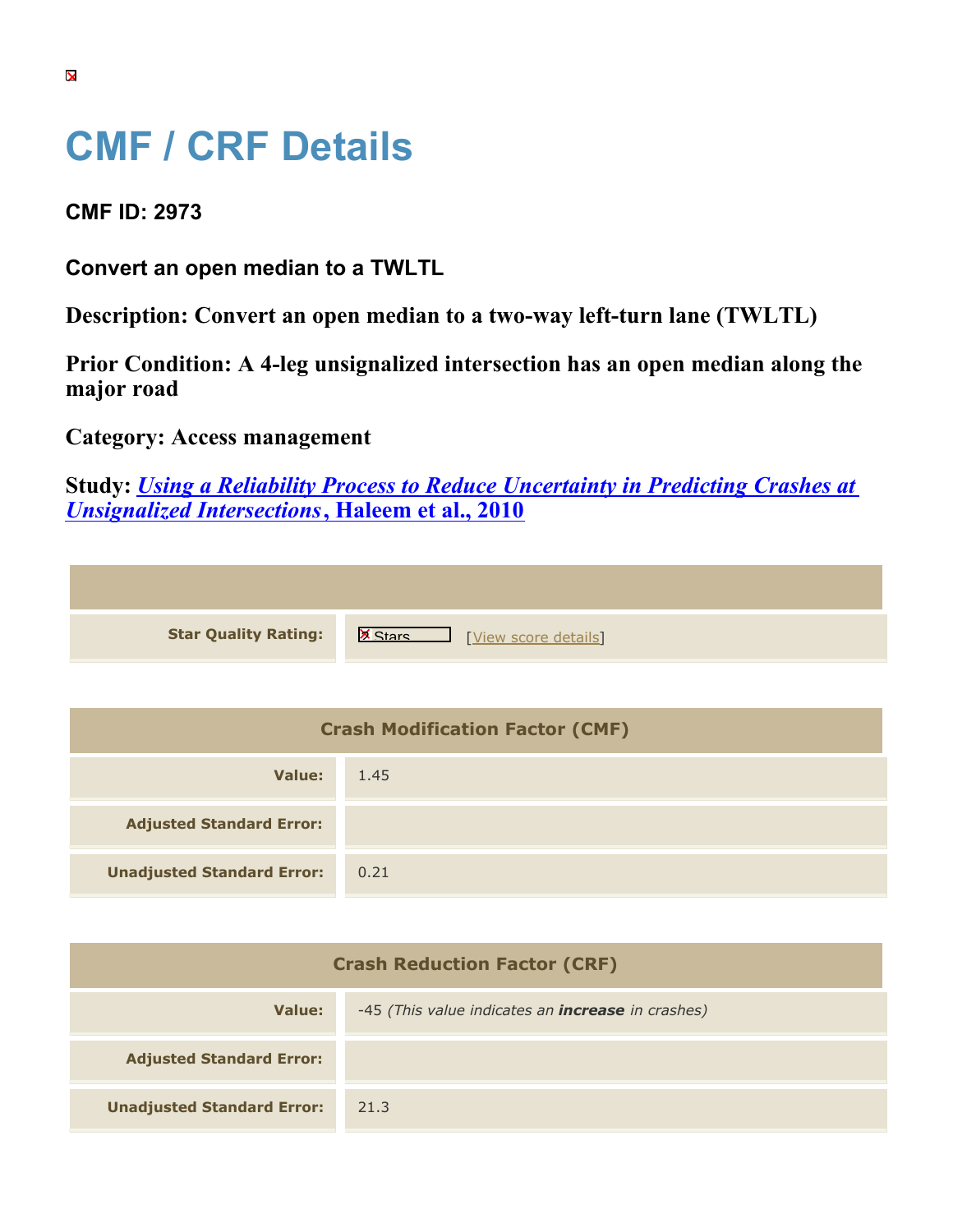# CMF / CRF Details

**CMF ID: 2973**

**Convert an open median to a TWLTL**

**Description: Convert an open median to a two-way left-turn lane (TWLTL)**

**Prior Condition: A 4-leg unsignalized intersection has an open median along the major road**

**Category: Access management**

**Study: *Using a Reliability Process to Reduce Uncertainty in Predicting Crashes at Unsignalized Intersections*, Haleem et al., 2010**

| | |
|---|---|
| **Star Quality Rating:** | Stars [View score details] |

| Crash Modification Factor (CMF) | |
|---|---|
| **Value:** | 1.45 |
| **Adjusted Standard Error:** | |
| **Unadjusted Standard Error:** | 0.21 |

| Crash Reduction Factor (CRF) | |
|---|---|
| **Value:** | -45 *(This value indicates an **increase** in crashes)* |
| **Adjusted Standard Error:** | |
| **Unadjusted Standard Error:** | 21.3 |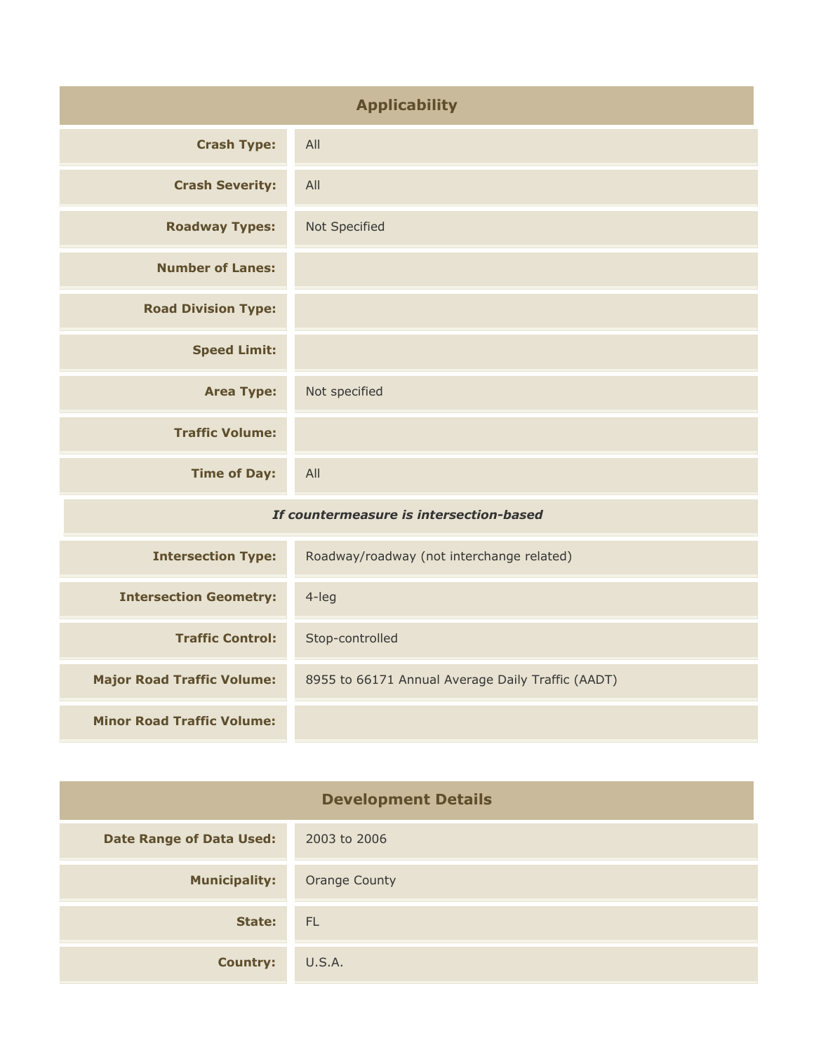| Applicability | |
|---|---|
| **Crash Type:** | All |
| **Crash Severity:** | All |
| **Roadway Types:** | Not Specified |
| **Number of Lanes:** | |
| **Road Division Type:** | |
| **Speed Limit:** | |
| **Area Type:** | Not specified |
| **Traffic Volume:** | |
| **Time of Day:** | All |
| ***If countermeasure is intersection-based*** | |
| **Intersection Type:** | Roadway/roadway (not interchange related) |
| **Intersection Geometry:** | 4-leg |
| **Traffic Control:** | Stop-controlled |
| **Major Road Traffic Volume:** | 8955 to 66171 Annual Average Daily Traffic (AADT) |
| **Minor Road Traffic Volume:** | |

| Development Details | |
|---|---|
| **Date Range of Data Used:** | 2003 to 2006 |
| **Municipality:** | Orange County |
| **State:** | FL |
| **Country:** | U.S.A. |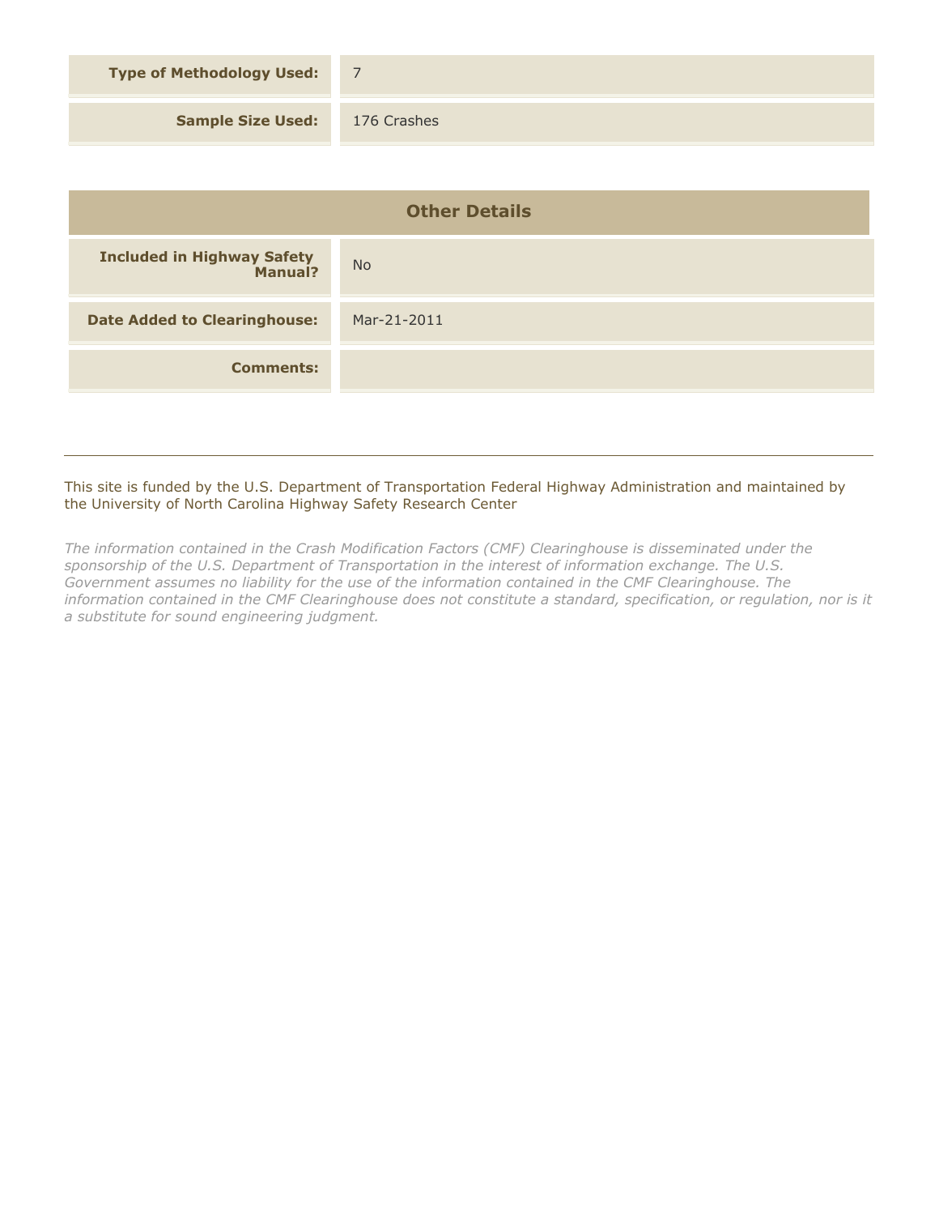| | |
|---|---|
| **Type of Methodology Used:** | 7 |
| **Sample Size Used:** | 176 Crashes |

## Other Details

| | |
|---|---|
| **Included in Highway Safety Manual?** | No |
| **Date Added to Clearinghouse:** | Mar-21-2011 |
| **Comments:** | |

---

This site is funded by the U.S. Department of Transportation Federal Highway Administration and maintained by the University of North Carolina Highway Safety Research Center

*The information contained in the Crash Modification Factors (CMF) Clearinghouse is disseminated under the sponsorship of the U.S. Department of Transportation in the interest of information exchange. The U.S. Government assumes no liability for the use of the information contained in the CMF Clearinghouse. The information contained in the CMF Clearinghouse does not constitute a standard, specification, or regulation, nor is it a substitute for sound engineering judgment.*